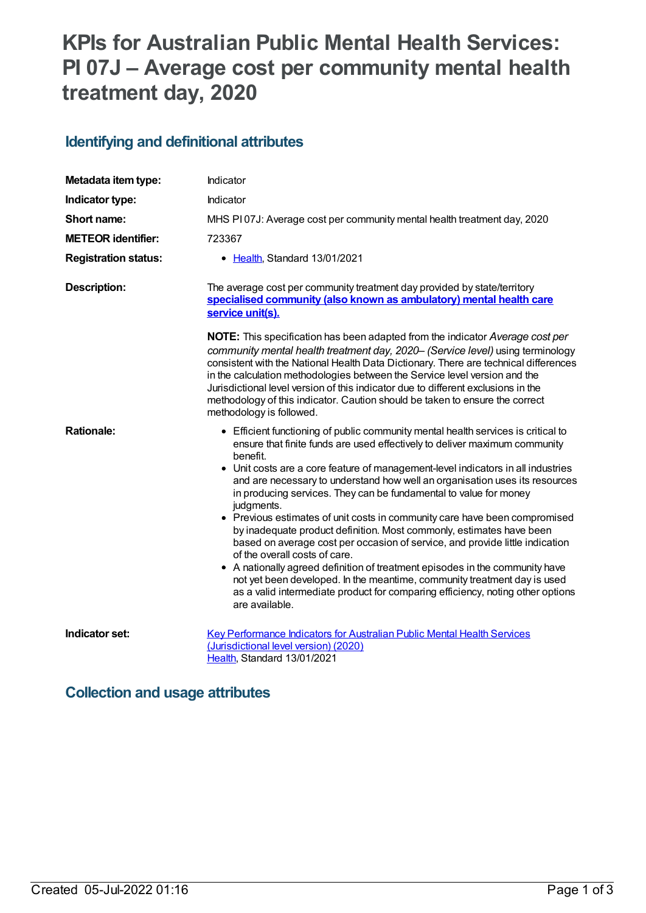# KPIs for Australian Public Mental Health Services: PI 07J – Average cost per community mental health treatment day, 2020

## Identifying and definitional attributes

| | |
|---|---|
| **Metadata item type:** | Indicator |
| **Indicator type:** | Indicator |
| **Short name:** | MHS PI 07J: Average cost per community mental health treatment day, 2020 |
| **METEOR identifier:** | 723367 |
| **Registration status:** | • Health, Standard 13/01/2021 |
| **Description:** | The average cost per community treatment day provided by state/territory **specialised community (also known as ambulatory) mental health care service unit(s).**<br><br>**NOTE:** This specification has been adapted from the indicator *Average cost per community mental health treatment day, 2020– (Service level)* using terminology consistent with the National Health Data Dictionary. There are technical differences in the calculation methodologies between the Service level version and the Jurisdictional level version of this indicator due to different exclusions in the methodology of this indicator. Caution should be taken to ensure the correct methodology is followed. |
| **Rationale:** | • Efficient functioning of public community mental health services is critical to ensure that finite funds are used effectively to deliver maximum community benefit.<br>• Unit costs are a core feature of management-level indicators in all industries and are necessary to understand how well an organisation uses its resources in producing services. They can be fundamental to value for money judgments.<br>• Previous estimates of unit costs in community care have been compromised by inadequate product definition. Most commonly, estimates have been based on average cost per occasion of service, and provide little indication of the overall costs of care.<br>• A nationally agreed definition of treatment episodes in the community have not yet been developed. In the meantime, community treatment day is used as a valid intermediate product for comparing efficiency, noting other options are available. |
| **Indicator set:** | Key Performance Indicators for Australian Public Mental Health Services (Jurisdictional level version) (2020)<br>Health, Standard 13/01/2021 |

## Collection and usage attributes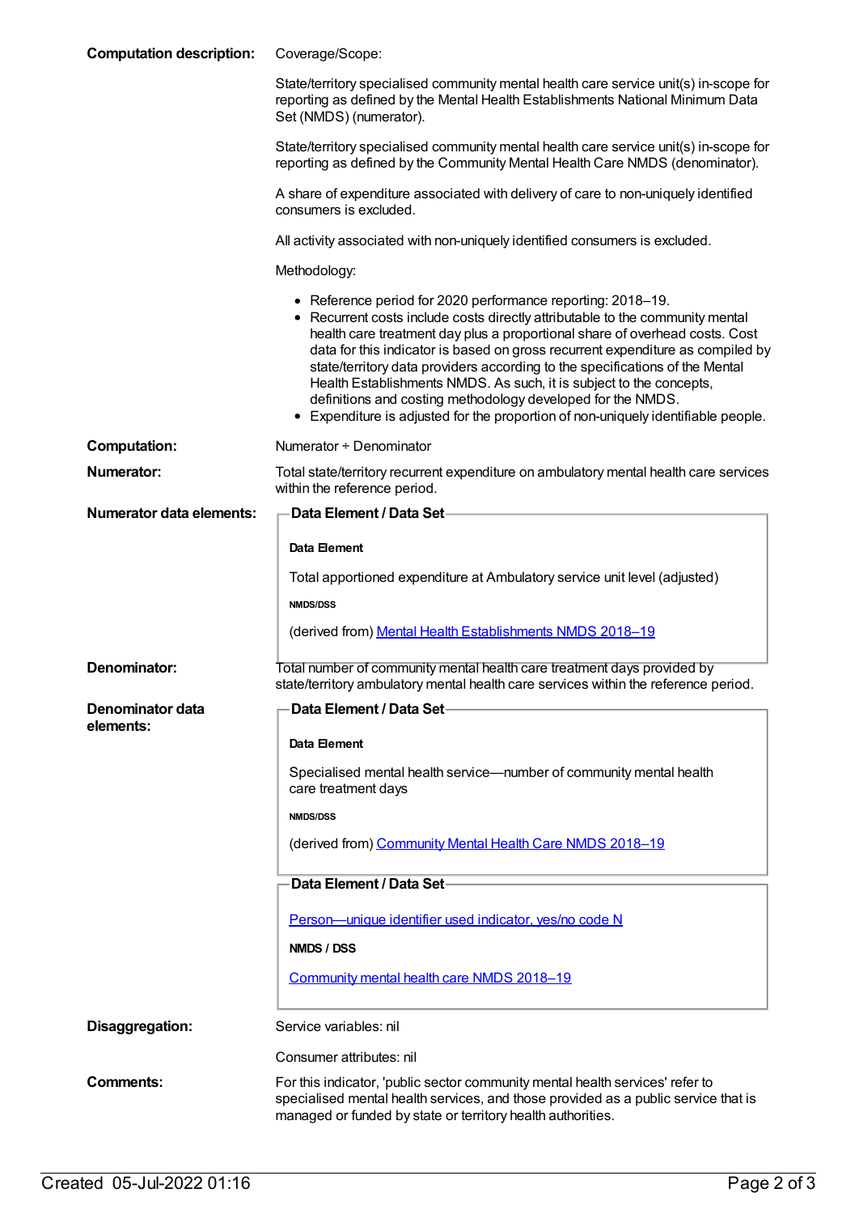**Computation description:**

Coverage/Scope:

State/territory specialised community mental health care service unit(s) in-scope for reporting as defined by the Mental Health Establishments National Minimum Data Set (NMDS) (numerator).

State/territory specialised community mental health care service unit(s) in-scope for reporting as defined by the Community Mental Health Care NMDS (denominator).

A share of expenditure associated with delivery of care to non-uniquely identified consumers is excluded.

All activity associated with non-uniquely identified consumers is excluded.

Methodology:

- Reference period for 2020 performance reporting: 2018–19.
- Recurrent costs include costs directly attributable to the community mental health care treatment day plus a proportional share of overhead costs. Cost data for this indicator is based on gross recurrent expenditure as compiled by state/territory data providers according to the specifications of the Mental Health Establishments NMDS. As such, it is subject to the concepts, definitions and costing methodology developed for the NMDS.
- Expenditure is adjusted for the proportion of non-uniquely identifiable people.

**Computation:**

Numerator ÷ Denominator

**Numerator:**

Total state/territory recurrent expenditure on ambulatory mental health care services within the reference period.

**Numerator data elements:**

**Data Element / Data Set**

**Data Element**

Total apportioned expenditure at Ambulatory service unit level (adjusted)

**NMDS/DSS**

(derived from) Mental Health Establishments NMDS 2018–19

**Denominator:**

Total number of community mental health care treatment days provided by state/territory ambulatory mental health care services within the reference period.

**Denominator data elements:**

**Data Element / Data Set**

**Data Element**

Specialised mental health service—number of community mental health care treatment days

**NMDS/DSS**

(derived from) Community Mental Health Care NMDS 2018–19

**Data Element / Data Set**

Person—unique identifier used indicator, yes/no code N

**NMDS / DSS**

Community mental health care NMDS 2018–19

**Disaggregation:**

Service variables: nil

Consumer attributes: nil

**Comments:**

For this indicator, 'public sector community mental health services' refer to specialised mental health services, and those provided as a public service that is managed or funded by state or territory health authorities.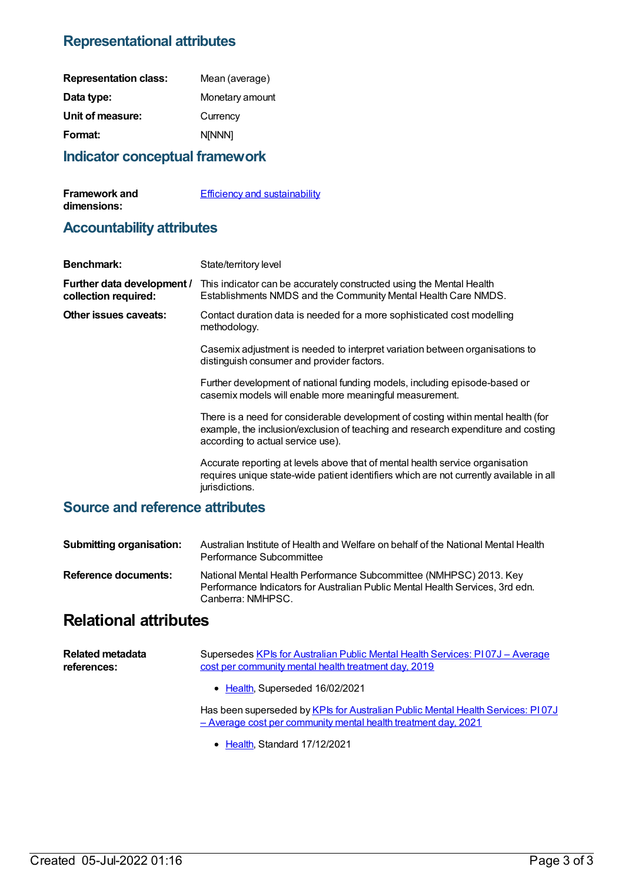## Representational attributes

| | |
|---|---|
| **Representation class:** | Mean (average) |
| **Data type:** | Monetary amount |
| **Unit of measure:** | Currency |
| **Format:** | N[NNN] |

## Indicator conceptual framework

| | |
|---|---|
| **Framework and dimensions:** | Efficiency and sustainability |

## Accountability attributes

| | |
|---|---|
| **Benchmark:** | State/territory level |
| **Further data development / collection required:** | This indicator can be accurately constructed using the Mental Health Establishments NMDS and the Community Mental Health Care NMDS. |

**Other issues caveats:**

Contact duration data is needed for a more sophisticated cost modelling methodology.

Casemix adjustment is needed to interpret variation between organisations to distinguish consumer and provider factors.

Further development of national funding models, including episode-based or casemix models will enable more meaningful measurement.

There is a need for considerable development of costing within mental health (for example, the inclusion/exclusion of teaching and research expenditure and costing according to actual service use).

Accurate reporting at levels above that of mental health service organisation requires unique state-wide patient identifiers which are not currently available in all jurisdictions.

## Source and reference attributes

| | |
|---|---|
| **Submitting organisation:** | Australian Institute of Health and Welfare on behalf of the National Mental Health Performance Subcommittee |
| **Reference documents:** | National Mental Health Performance Subcommittee (NMHPSC) 2013. Key Performance Indicators for Australian Public Mental Health Services, 3rd edn. Canberra: NMHPSC. |

# Relational attributes

**Related metadata references:**

Supersedes KPIs for Australian Public Mental Health Services: PI 07J – Average cost per community mental health treatment day, 2019

- Health, Superseded 16/02/2021

Has been superseded by KPIs for Australian Public Mental Health Services: PI 07J – Average cost per community mental health treatment day, 2021

- Health, Standard 17/12/2021